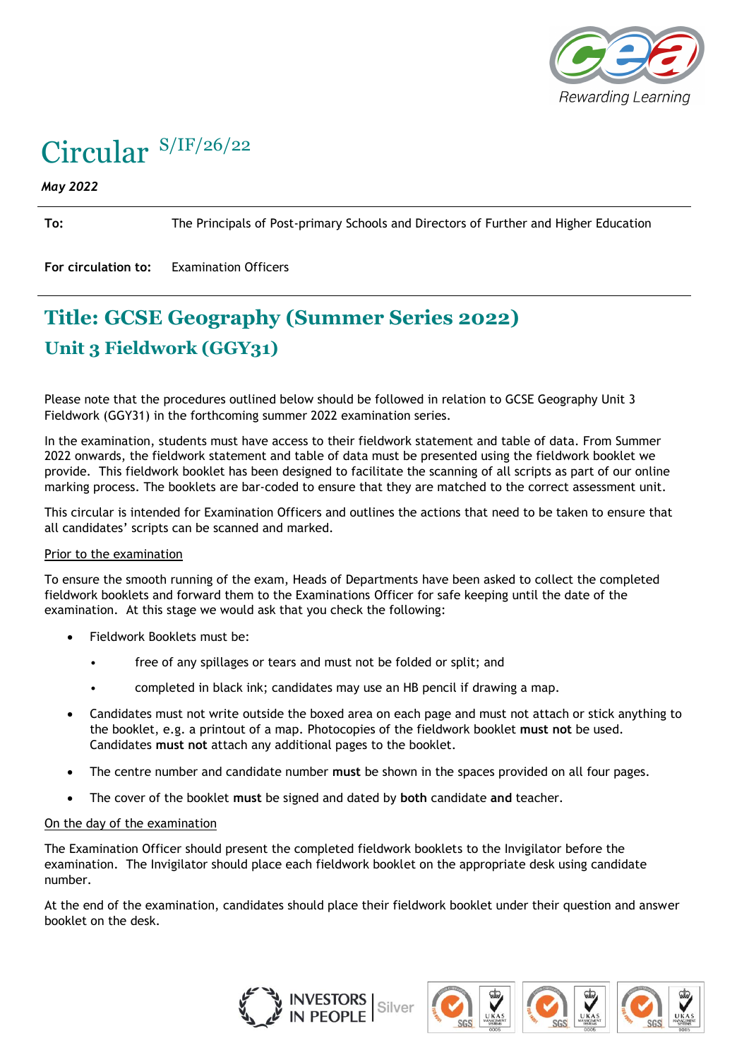# Circular S/IF/26/22

*May 2022*

**To:** The Principals of Post-primary Schools and Directors of Further and Higher Education

**For circulation to:** Examination Officers

## Title: GCSE Geography (Summer Series 2022)

### Unit 3 Fieldwork (GGY31)

Please note that the procedures outlined below should be followed in relation to GCSE Geography Unit 3 Fieldwork (GGY31) in the forthcoming summer 2022 examination series.

In the examination, students must have access to their fieldwork statement and table of data. From Summer 2022 onwards, the fieldwork statement and table of data must be presented using the fieldwork booklet we provide. This fieldwork booklet has been designed to facilitate the scanning of all scripts as part of our online marking process. The booklets are bar-coded to ensure that they are matched to the correct assessment unit.

This circular is intended for Examination Officers and outlines the actions that need to be taken to ensure that all candidates' scripts can be scanned and marked.

Prior to the examination

To ensure the smooth running of the exam, Heads of Departments have been asked to collect the completed fieldwork booklets and forward them to the Examinations Officer for safe keeping until the date of the examination. At this stage we would ask that you check the following:

- Fieldwork Booklets must be:
  - free of any spillages or tears and must not be folded or split; and
  - completed in black ink; candidates may use an HB pencil if drawing a map.
- Candidates must not write outside the boxed area on each page and must not attach or stick anything to the booklet, e.g. a printout of a map. Photocopies of the fieldwork booklet **must not** be used. Candidates **must not** attach any additional pages to the booklet.
- The centre number and candidate number **must** be shown in the spaces provided on all four pages.
- The cover of the booklet **must** be signed and dated by **both** candidate **and** teacher.

On the day of the examination

The Examination Officer should present the completed fieldwork booklets to the Invigilator before the examination. The Invigilator should place each fieldwork booklet on the appropriate desk using candidate number.

At the end of the examination, candidates should place their fieldwork booklet under their question and answer booklet on the desk.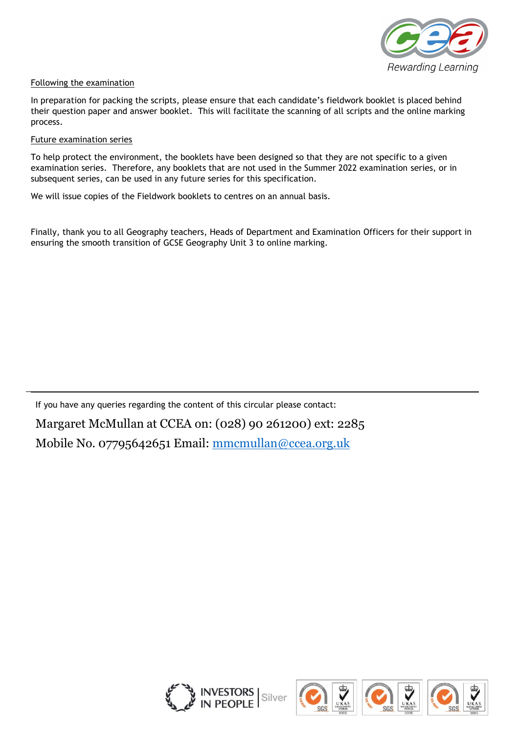<u>Following the examination</u>

In preparation for packing the scripts, please ensure that each candidate's fieldwork booklet is placed behind their question paper and answer booklet. This will facilitate the scanning of all scripts and the online marking process.

<u>Future examination series</u>

To help protect the environment, the booklets have been designed so that they are not specific to a given examination series. Therefore, any booklets that are not used in the Summer 2022 examination series, or in subsequent series, can be used in any future series for this specification.

We will issue copies of the Fieldwork booklets to centres on an annual basis.

Finally, thank you to all Geography teachers, Heads of Department and Examination Officers for their support in ensuring the smooth transition of GCSE Geography Unit 3 to online marking.

---

If you have any queries regarding the content of this circular please contact:

Margaret McMullan at CCEA on: (028) 90 261200) ext: 2285

Mobile No. 07795642651 Email: mmcmullan@ccea.org.uk